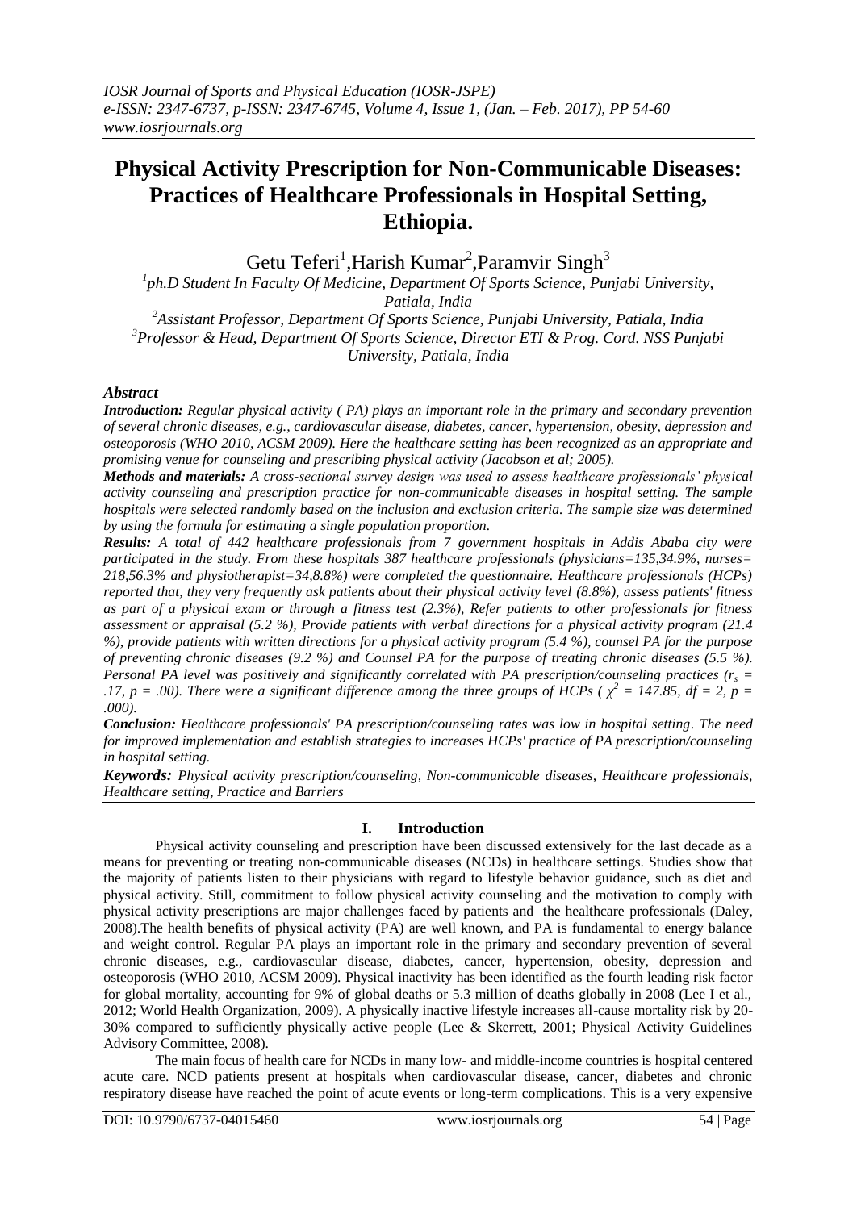# Physical Activity Prescription for Non-Communicable Diseases: Practices of Healthcare Professionals in Hospital Setting, Ethiopia.

Getu Teferi[1], Harish Kumar[2], Paramvir Singh[3]

[1]ph.D Student In Faculty Of Medicine, Department Of Sports Science, Punjabi University, Patiala, India
[2]Assistant Professor, Department Of Sports Science, Punjabi University, Patiala, India
[3]Professor & Head, Department Of Sports Science, Director ETI & Prog. Cord. NSS Punjabi University, Patiala, India

***Abstract***

***Introduction:*** *Regular physical activity ( PA) plays an important role in the primary and secondary prevention of several chronic diseases, e.g., cardiovascular disease, diabetes, cancer, hypertension, obesity, depression and osteoporosis (WHO 2010, ACSM 2009). Here the healthcare setting has been recognized as an appropriate and promising venue for counseling and prescribing physical activity (Jacobson et al; 2005).*

***Methods and materials:*** *A cross-sectional survey design was used to assess healthcare professionals' physical activity counseling and prescription practice for non-communicable diseases in hospital setting. The sample hospitals were selected randomly based on the inclusion and exclusion criteria. The sample size was determined by using the formula for estimating a single population proportion.*

***Results:*** *A total of 442 healthcare professionals from 7 government hospitals in Addis Ababa city were participated in the study. From these hospitals 387 healthcare professionals (physicians=135,34.9%, nurses= 218,56.3% and physiotherapist=34,8.8%) were completed the questionnaire. Healthcare professionals (HCPs) reported that, they very frequently ask patients about their physical activity level (8.8%), assess patients' fitness as part of a physical exam or through a fitness test (2.3%), Refer patients to other professionals for fitness assessment or appraisal (5.2 %), Provide patients with verbal directions for a physical activity program (21.4 %), provide patients with written directions for a physical activity program (5.4 %), counsel PA for the purpose of preventing chronic diseases (9.2 %) and Counsel PA for the purpose of treating chronic diseases (5.5 %). Personal PA level was positively and significantly correlated with PA prescription/counseling practices ($r_s$ = .17, p = .00). There were a significant difference among the three groups of HCPs ( $\chi^2$ = 147.85, df = 2, p = .000).*

***Conclusion:*** *Healthcare professionals' PA prescription/counseling rates was low in hospital setting. The need for improved implementation and establish strategies to increases HCPs' practice of PA prescription/counseling in hospital setting.*

***Keywords:*** *Physical activity prescription/counseling, Non-communicable diseases, Healthcare professionals, Healthcare setting, Practice and Barriers*

## I. Introduction

Physical activity counseling and prescription have been discussed extensively for the last decade as a means for preventing or treating non-communicable diseases (NCDs) in healthcare settings. Studies show that the majority of patients listen to their physicians with regard to lifestyle behavior guidance, such as diet and physical activity. Still, commitment to follow physical activity counseling and the motivation to comply with physical activity prescriptions are major challenges faced by patients and the healthcare professionals (Daley, 2008).The health benefits of physical activity (PA) are well known, and PA is fundamental to energy balance and weight control. Regular PA plays an important role in the primary and secondary prevention of several chronic diseases, e.g., cardiovascular disease, diabetes, cancer, hypertension, obesity, depression and osteoporosis (WHO 2010, ACSM 2009). Physical inactivity has been identified as the fourth leading risk factor for global mortality, accounting for 9% of global deaths or 5.3 million of deaths globally in 2008 (Lee I et al., 2012; World Health Organization, 2009). A physically inactive lifestyle increases all-cause mortality risk by 20-30% compared to sufficiently physically active people (Lee & Skerrett, 2001; Physical Activity Guidelines Advisory Committee, 2008).

The main focus of health care for NCDs in many low- and middle-income countries is hospital centered acute care. NCD patients present at hospitals when cardiovascular disease, cancer, diabetes and chronic respiratory disease have reached the point of acute events or long-term complications. This is a very expensive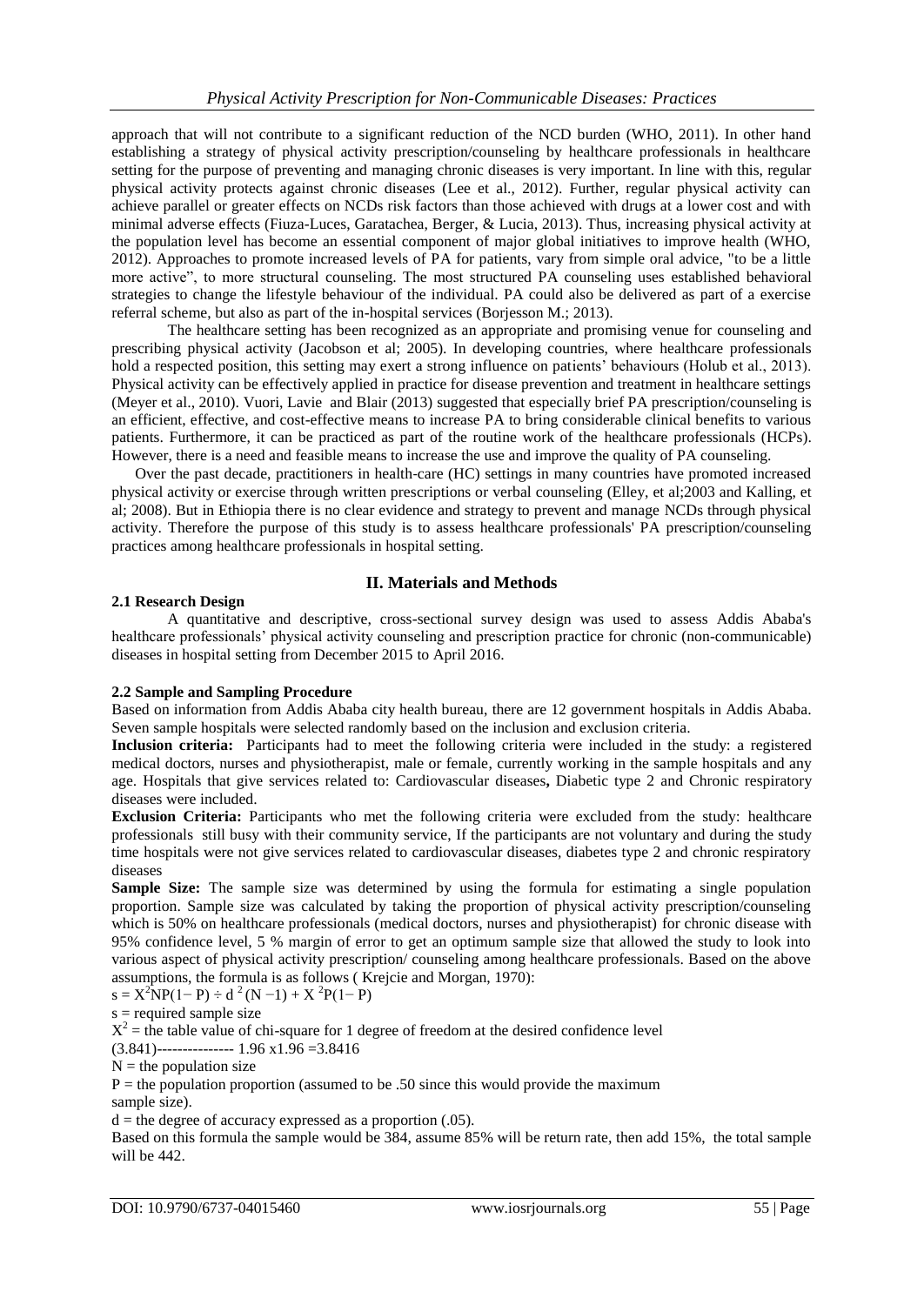approach that will not contribute to a significant reduction of the NCD burden (WHO, 2011). In other hand establishing a strategy of physical activity prescription/counseling by healthcare professionals in healthcare setting for the purpose of preventing and managing chronic diseases is very important. In line with this, regular physical activity protects against chronic diseases (Lee et al., 2012). Further, regular physical activity can achieve parallel or greater effects on NCDs risk factors than those achieved with drugs at a lower cost and with minimal adverse effects (Fiuza-Luces, Garatachea, Berger, & Lucia, 2013). Thus, increasing physical activity at the population level has become an essential component of major global initiatives to improve health (WHO, 2012). Approaches to promote increased levels of PA for patients, vary from simple oral advice, "to be a little more active", to more structural counseling. The most structured PA counseling uses established behavioral strategies to change the lifestyle behaviour of the individual. PA could also be delivered as part of a exercise referral scheme, but also as part of the in-hospital services (Borjesson M.; 2013).

The healthcare setting has been recognized as an appropriate and promising venue for counseling and prescribing physical activity (Jacobson et al; 2005). In developing countries, where healthcare professionals hold a respected position, this setting may exert a strong influence on patients' behaviours (Holub et al., 2013). Physical activity can be effectively applied in practice for disease prevention and treatment in healthcare settings (Meyer et al., 2010). Vuori, Lavie and Blair (2013) suggested that especially brief PA prescription/counseling is an efficient, effective, and cost-effective means to increase PA to bring considerable clinical benefits to various patients. Furthermore, it can be practiced as part of the routine work of the healthcare professionals (HCPs). However, there is a need and feasible means to increase the use and improve the quality of PA counseling.

Over the past decade, practitioners in health-care (HC) settings in many countries have promoted increased physical activity or exercise through written prescriptions or verbal counseling (Elley, et al;2003 and Kalling, et al; 2008). But in Ethiopia there is no clear evidence and strategy to prevent and manage NCDs through physical activity. Therefore the purpose of this study is to assess healthcare professionals' PA prescription/counseling practices among healthcare professionals in hospital setting.

## II. Materials and Methods

### 2.1 Research Design

A quantitative and descriptive, cross-sectional survey design was used to assess Addis Ababa's healthcare professionals' physical activity counseling and prescription practice for chronic (non-communicable) diseases in hospital setting from December 2015 to April 2016.

### 2.2 Sample and Sampling Procedure

Based on information from Addis Ababa city health bureau, there are 12 government hospitals in Addis Ababa. Seven sample hospitals were selected randomly based on the inclusion and exclusion criteria.

**Inclusion criteria:** Participants had to meet the following criteria were included in the study: a registered medical doctors, nurses and physiotherapist, male or female, currently working in the sample hospitals and any age. Hospitals that give services related to: Cardiovascular diseases**,** Diabetic type 2 and Chronic respiratory diseases were included.

**Exclusion Criteria:** Participants who met the following criteria were excluded from the study: healthcare professionals still busy with their community service, If the participants are not voluntary and during the study time hospitals were not give services related to cardiovascular diseases, diabetes type 2 and chronic respiratory diseases

**Sample Size:** The sample size was determined by using the formula for estimating a single population proportion. Sample size was calculated by taking the proportion of physical activity prescription/counseling which is 50% on healthcare professionals (medical doctors, nurses and physiotherapist) for chronic disease with 95% confidence level, 5 % margin of error to get an optimum sample size that allowed the study to look into various aspect of physical activity prescription/ counseling among healthcare professionals. Based on the above assumptions, the formula is as follows ( Krejcie and Morgan, 1970):

$s = X^2NP(1- P) \div d^2(N -1) + X^2P(1- P)$

s = required sample size

$X^2$ = the table value of chi-square for 1 degree of freedom at the desired confidence level

(3.841)--------------- 1.96 x1.96 =3.8416

N = the population size

P = the population proportion (assumed to be .50 since this would provide the maximum sample size).

d = the degree of accuracy expressed as a proportion (.05).

Based on this formula the sample would be 384, assume 85% will be return rate, then add 15%, the total sample will be 442.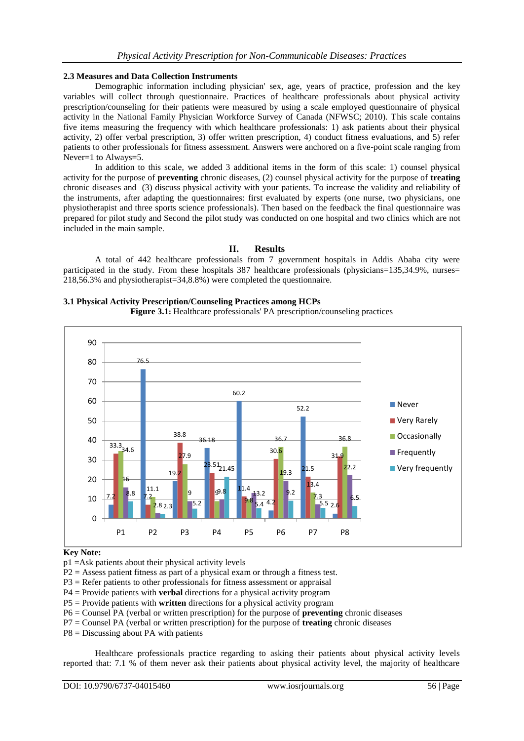### 2.3 Measures and Data Collection Instruments

Demographic information including physician' sex, age, years of practice, profession and the key variables will collect through questionnaire. Practices of healthcare professionals about physical activity prescription/counseling for their patients were measured by using a scale employed questionnaire of physical activity in the National Family Physician Workforce Survey of Canada (NFWSC; 2010). This scale contains five items measuring the frequency with which healthcare professionals: 1) ask patients about their physical activity, 2) offer verbal prescription, 3) offer written prescription, 4) conduct fitness evaluations, and 5) refer patients to other professionals for fitness assessment. Answers were anchored on a five-point scale ranging from Never=1 to Always=5.

In addition to this scale, we added 3 additional items in the form of this scale: 1) counsel physical activity for the purpose of **preventing** chronic diseases, (2) counsel physical activity for the purpose of **treating** chronic diseases and (3) discuss physical activity with your patients. To increase the validity and reliability of the instruments, after adapting the questionnaires: first evaluated by experts (one nurse, two physicians, one physiotherapist and three sports science professionals). Then based on the feedback the final questionnaire was prepared for pilot study and Second the pilot study was conducted on one hospital and two clinics which are not included in the main sample.

## II. Results

A total of 442 healthcare professionals from 7 government hospitals in Addis Ababa city were participated in the study. From these hospitals 387 healthcare professionals (physicians=135,34.9%, nurses= 218,56.3% and physiotherapist=34,8.8%) were completed the questionnaire.

### 3.1 Physical Activity Prescription/Counseling Practices among HCPs

**Figure 3.1:** Healthcare professionals' PA prescription/counseling practices

| | Never | Very Rarely | Occasionally | Frequently | Very frequently |
|---|---|---|---|---|---|
| P1 | 7.2 | 33.3 | 34.6 | 16 | 8.8 |
| P2 | 76.5 | 7.2 | 11.1 | 2.8 | 2.3 |
| P3 | 19.2 | 38.8 | 27.9 | 9 | 5.2 |
| P4 | 36.18 | 23.51 | 9 | 9.8 | 21.45 |
| P5 | 60.2 | 11.4 | 9.8 | 13.2 | 5.4 |
| P6 | 4.2 | 30.6 | 36.7 | 19.3 | 9.2 |
| P7 | 52.2 | 21.5 | 13.4 | 7.3 | 5.5 |
| P8 | 2.6 | 31.9 | 36.8 | 22.2 | 6.5 |

**Key Note:**

p1 =Ask patients about their physical activity levels
P2 = Assess patient fitness as part of a physical exam or through a fitness test.
P3 = Refer patients to other professionals for fitness assessment or appraisal
P4 = Provide patients with **verbal** directions for a physical activity program
P5 = Provide patients with **written** directions for a physical activity program
P6 = Counsel PA (verbal or written prescription) for the purpose of **preventing** chronic diseases
P7 = Counsel PA (verbal or written prescription) for the purpose of **treating** chronic diseases
P8 = Discussing about PA with patients

Healthcare professionals practice regarding to asking their patients about physical activity levels reported that: 7.1 % of them never ask their patients about physical activity level, the majority of healthcare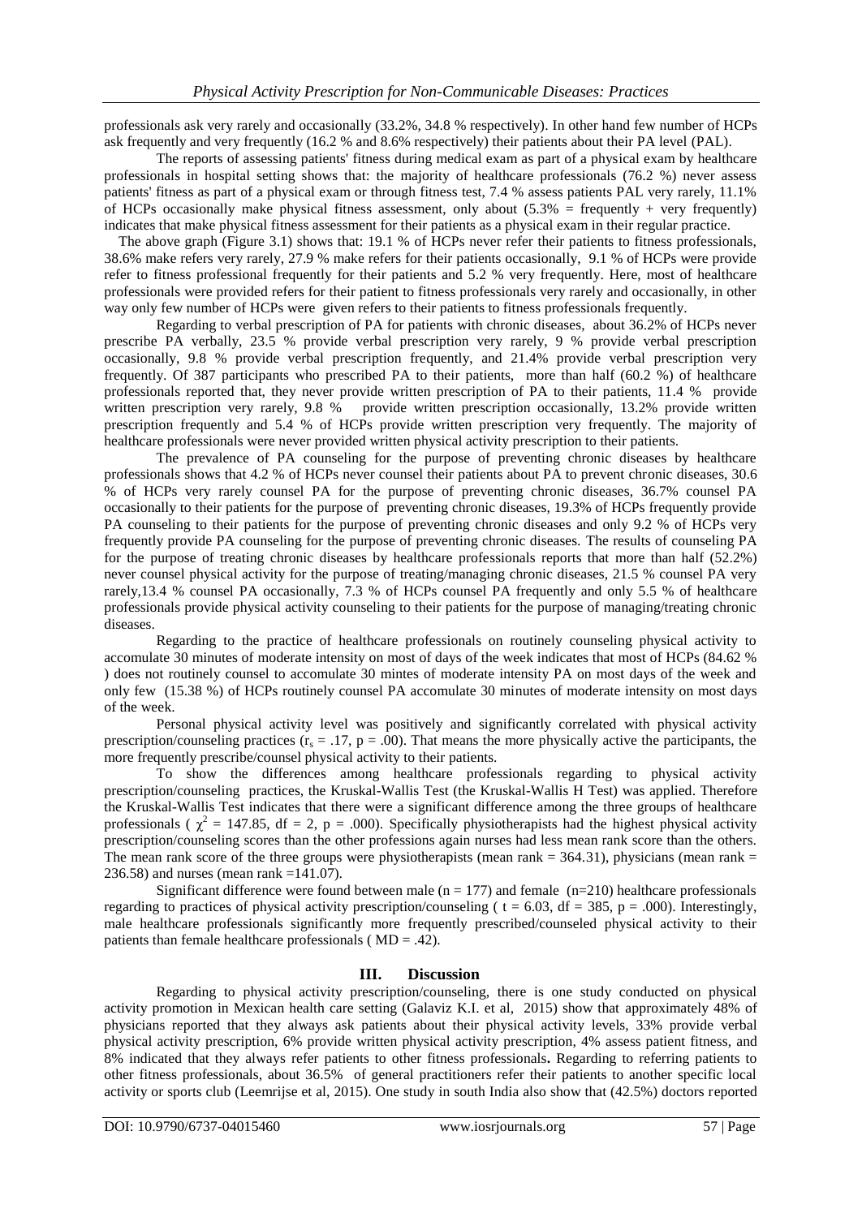professionals ask very rarely and occasionally (33.2%, 34.8 % respectively). In other hand few number of HCPs ask frequently and very frequently (16.2 % and 8.6% respectively) their patients about their PA level (PAL).

The reports of assessing patients' fitness during medical exam as part of a physical exam by healthcare professionals in hospital setting shows that: the majority of healthcare professionals (76.2 %) never assess patients' fitness as part of a physical exam or through fitness test, 7.4 % assess patients PAL very rarely, 11.1% of HCPs occasionally make physical fitness assessment, only about (5.3% = frequently + very frequently) indicates that make physical fitness assessment for their patients as a physical exam in their regular practice.

The above graph (Figure 3.1) shows that: 19.1 % of HCPs never refer their patients to fitness professionals, 38.6% make refers very rarely, 27.9 % make refers for their patients occasionally, 9.1 % of HCPs were provide refer to fitness professional frequently for their patients and 5.2 % very frequently. Here, most of healthcare professionals were provided refers for their patient to fitness professionals very rarely and occasionally, in other way only few number of HCPs were given refers to their patients to fitness professionals frequently.

Regarding to verbal prescription of PA for patients with chronic diseases, about 36.2% of HCPs never prescribe PA verbally, 23.5 % provide verbal prescription very rarely, 9 % provide verbal prescription occasionally, 9.8 % provide verbal prescription frequently, and 21.4% provide verbal prescription very frequently. Of 387 participants who prescribed PA to their patients, more than half (60.2 %) of healthcare professionals reported that, they never provide written prescription of PA to their patients, 11.4 % provide written prescription very rarely, 9.8 % provide written prescription occasionally, 13.2% provide written prescription frequently and 5.4 % of HCPs provide written prescription very frequently. The majority of healthcare professionals were never provided written physical activity prescription to their patients.

The prevalence of PA counseling for the purpose of preventing chronic diseases by healthcare professionals shows that 4.2 % of HCPs never counsel their patients about PA to prevent chronic diseases, 30.6 % of HCPs very rarely counsel PA for the purpose of preventing chronic diseases, 36.7% counsel PA occasionally to their patients for the purpose of preventing chronic diseases, 19.3% of HCPs frequently provide PA counseling to their patients for the purpose of preventing chronic diseases and only 9.2 % of HCPs very frequently provide PA counseling for the purpose of preventing chronic diseases. The results of counseling PA for the purpose of treating chronic diseases by healthcare professionals reports that more than half (52.2%) never counsel physical activity for the purpose of treating/managing chronic diseases, 21.5 % counsel PA very rarely,13.4 % counsel PA occasionally, 7.3 % of HCPs counsel PA frequently and only 5.5 % of healthcare professionals provide physical activity counseling to their patients for the purpose of managing/treating chronic diseases.

Regarding to the practice of healthcare professionals on routinely counseling physical activity to accomulate 30 minutes of moderate intensity on most of days of the week indicates that most of HCPs (84.62 % ) does not routinely counsel to accomulate 30 mintes of moderate intensity PA on most days of the week and only few (15.38 %) of HCPs routinely counsel PA accomulate 30 minutes of moderate intensity on most days of the week.

Personal physical activity level was positively and significantly correlated with physical activity prescription/counseling practices ($r_s$ = .17, p = .00). That means the more physically active the participants, the more frequently prescribe/counsel physical activity to their patients.

To show the differences among healthcare professionals regarding to physical activity prescription/counseling practices, the Kruskal-Wallis Test (the Kruskal-Wallis H Test) was applied. Therefore the Kruskal-Wallis Test indicates that there were a significant difference among the three groups of healthcare professionals ( $\chi^2$ = 147.85, df = 2, p = .000). Specifically physiotherapists had the highest physical activity prescription/counseling scores than the other professions again nurses had less mean rank score than the others. The mean rank score of the three groups were physiotherapists (mean rank = 364.31), physicians (mean rank = 236.58) and nurses (mean rank =141.07).

Significant difference were found between male (n = 177) and female (n=210) healthcare professionals regarding to practices of physical activity prescription/counseling ( t = 6.03, df = 385, p = .000). Interestingly, male healthcare professionals significantly more frequently prescribed/counseled physical activity to their patients than female healthcare professionals ( MD = .42).

## III. Discussion

Regarding to physical activity prescription/counseling, there is one study conducted on physical activity promotion in Mexican health care setting (Galaviz K.I. et al, 2015) show that approximately 48% of physicians reported that they always ask patients about their physical activity levels, 33% provide verbal physical activity prescription, 6% provide written physical activity prescription, 4% assess patient fitness, and 8% indicated that they always refer patients to other fitness professionals**.** Regarding to referring patients to other fitness professionals, about 36.5% of general practitioners refer their patients to another specific local activity or sports club (Leemrijse et al, 2015). One study in south India also show that (42.5%) doctors reported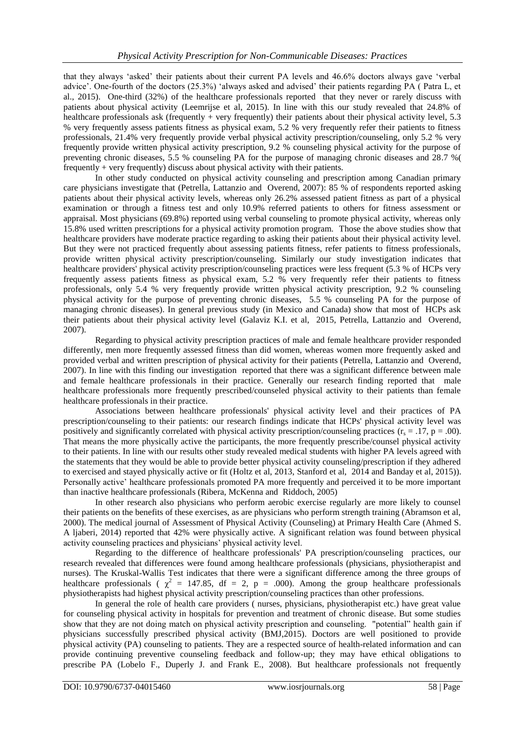that they always 'asked' their patients about their current PA levels and 46.6% doctors always gave 'verbal advice'. One-fourth of the doctors (25.3%) 'always asked and advised' their patients regarding PA ( Patra L, et al., 2015). One-third (32%) of the healthcare professionals reported that they never or rarely discuss with patients about physical activity (Leemrijse et al, 2015). In line with this our study revealed that 24.8% of healthcare professionals ask (frequently + very frequently) their patients about their physical activity level, 5.3 % very frequently assess patients fitness as physical exam, 5.2 % very frequently refer their patients to fitness professionals, 21.4% very frequently provide verbal physical activity prescription/counseling, only 5.2 % very frequently provide written physical activity prescription, 9.2 % counseling physical activity for the purpose of preventing chronic diseases, 5.5 % counseling PA for the purpose of managing chronic diseases and 28.7 %( frequently + very frequently) discuss about physical activity with their patients.

In other study conducted on physical activity counseling and prescription among Canadian primary care physicians investigate that (Petrella, Lattanzio and Overend, 2007): 85 % of respondents reported asking patients about their physical activity levels, whereas only 26.2% assessed patient fitness as part of a physical examination or through a fitness test and only 10.9% referred patients to others for fitness assessment or appraisal. Most physicians (69.8%) reported using verbal counseling to promote physical activity, whereas only 15.8% used written prescriptions for a physical activity promotion program. Those the above studies show that healthcare providers have moderate practice regarding to asking their patients about their physical activity level. But they were not practiced frequently about assessing patients fitness, refer patients to fitness professionals, provide written physical activity prescription/counseling. Similarly our study investigation indicates that healthcare providers' physical activity prescription/counseling practices were less frequent (5.3 % of HCPs very frequently assess patients fitness as physical exam, 5.2 % very frequently refer their patients to fitness professionals, only 5.4 % very frequently provide written physical activity prescription, 9.2 % counseling physical activity for the purpose of preventing chronic diseases, 5.5 % counseling PA for the purpose of managing chronic diseases). In general previous study (in Mexico and Canada) show that most of HCPs ask their patients about their physical activity level (Galaviz K.I. et al, 2015, Petrella, Lattanzio and Overend, 2007).

Regarding to physical activity prescription practices of male and female healthcare provider responded differently, men more frequently assessed fitness than did women, whereas women more frequently asked and provided verbal and written prescription of physical activity for their patients (Petrella, Lattanzio and Overend, 2007). In line with this finding our investigation reported that there was a significant difference between male and female healthcare professionals in their practice. Generally our research finding reported that male healthcare professionals more frequently prescribed/counseled physical activity to their patients than female healthcare professionals in their practice.

Associations between healthcare professionals' physical activity level and their practices of PA prescription/counseling to their patients: our research findings indicate that HCPs' physical activity level was positively and significantly correlated with physical activity prescription/counseling practices ($r_s = .17$, $p = .00$). That means the more physically active the participants, the more frequently prescribe/counsel physical activity to their patients. In line with our results other study revealed medical students with higher PA levels agreed with the statements that they would be able to provide better physical activity counseling/prescription if they adhered to exercised and stayed physically active or fit (Holtz et al, 2013, Stanford et al, 2014 and Banday et al, 2015)). Personally active' healthcare professionals promoted PA more frequently and perceived it to be more important than inactive healthcare professionals (Ribera, McKenna and Riddoch, 2005)

In other research also physicians who perform aerobic exercise regularly are more likely to counsel their patients on the benefits of these exercises, as are physicians who perform strength training (Abramson et al, 2000). The medical journal of Assessment of Physical Activity (Counseling) at Primary Health Care (Ahmed S. A ljaberi, 2014) reported that 42% were physically active. A significant relation was found between physical activity counseling practices and physicians' physical activity level.

Regarding to the difference of healthcare professionals' PA prescription/counseling practices, our research revealed that differences were found among healthcare professionals (physicians, physiotherapist and nurses). The Kruskal-Wallis Test indicates that there were a significant difference among the three groups of healthcare professionals ( $\chi^2 = 147.85$, $df = 2$, $p = .000$). Among the group healthcare professionals physiotherapists had highest physical activity prescription/counseling practices than other professions.

In general the role of health care providers ( nurses, physicians, physiotherapist etc.) have great value for counseling physical activity in hospitals for prevention and treatment of chronic disease. But some studies show that they are not doing match on physical activity prescription and counseling. "potential" health gain if physicians successfully prescribed physical activity (BMJ,2015). Doctors are well positioned to provide physical activity (PA) counseling to patients. They are a respected source of health-related information and can provide continuing preventive counseling feedback and follow-up; they may have ethical obligations to prescribe PA (Lobelo F., Duperly J. and Frank E., 2008). But healthcare professionals not frequently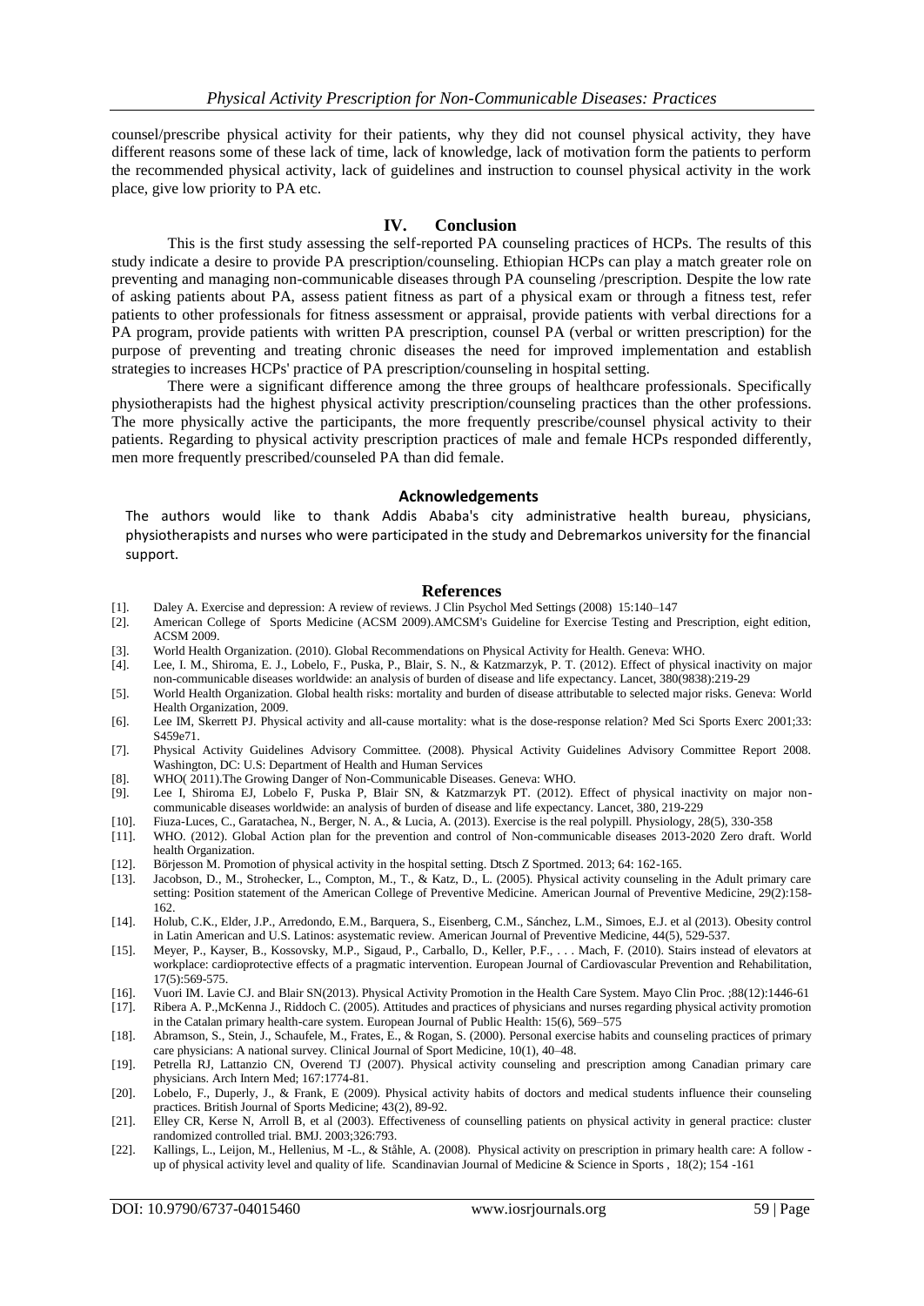counsel/prescribe physical activity for their patients, why they did not counsel physical activity, they have different reasons some of these lack of time, lack of knowledge, lack of motivation form the patients to perform the recommended physical activity, lack of guidelines and instruction to counsel physical activity in the work place, give low priority to PA etc.

## IV. Conclusion

This is the first study assessing the self-reported PA counseling practices of HCPs. The results of this study indicate a desire to provide PA prescription/counseling. Ethiopian HCPs can play a match greater role on preventing and managing non-communicable diseases through PA counseling /prescription. Despite the low rate of asking patients about PA, assess patient fitness as part of a physical exam or through a fitness test, refer patients to other professionals for fitness assessment or appraisal, provide patients with verbal directions for a PA program, provide patients with written PA prescription, counsel PA (verbal or written prescription) for the purpose of preventing and treating chronic diseases the need for improved implementation and establish strategies to increases HCPs' practice of PA prescription/counseling in hospital setting.

There were a significant difference among the three groups of healthcare professionals. Specifically physiotherapists had the highest physical activity prescription/counseling practices than the other professions. The more physically active the participants, the more frequently prescribe/counsel physical activity to their patients. Regarding to physical activity prescription practices of male and female HCPs responded differently, men more frequently prescribed/counseled PA than did female.

### Acknowledgements

The authors would like to thank Addis Ababa's city administrative health bureau, physicians, physiotherapists and nurses who were participated in the study and Debremarkos university for the financial support.

## References

[1]. Daley A. Exercise and depression: A review of reviews. J Clin Psychol Med Settings (2008) 15:140–147

[2]. American College of Sports Medicine (ACSM 2009).AMCSM's Guideline for Exercise Testing and Prescription, eight edition, ACSM 2009.

[3]. World Health Organization. (2010). Global Recommendations on Physical Activity for Health. Geneva: WHO.

[4]. Lee, I. M., Shiroma, E. J., Lobelo, F., Puska, P., Blair, S. N., & Katzmarzyk, P. T. (2012). Effect of physical inactivity on major non-communicable diseases worldwide: an analysis of burden of disease and life expectancy. Lancet, 380(9838):219-29

[5]. World Health Organization. Global health risks: mortality and burden of disease attributable to selected major risks. Geneva: World Health Organization, 2009.

[6]. Lee IM, Skerrett PJ. Physical activity and all-cause mortality: what is the dose-response relation? Med Sci Sports Exerc 2001;33: S459e71.

[7]. Physical Activity Guidelines Advisory Committee. (2008). Physical Activity Guidelines Advisory Committee Report 2008. Washington, DC: U.S: Department of Health and Human Services

[8]. WHO( 2011).The Growing Danger of Non-Communicable Diseases. Geneva: WHO.

[9]. Lee I, Shiroma EJ, Lobelo F, Puska P, Blair SN, & Katzmarzyk PT. (2012). Effect of physical inactivity on major non-communicable diseases worldwide: an analysis of burden of disease and life expectancy. Lancet, 380, 219-229

[10]. Fiuza-Luces, C., Garatachea, N., Berger, N. A., & Lucia, A. (2013). Exercise is the real polypill. Physiology, 28(5), 330-358

[11]. WHO. (2012). Global Action plan for the prevention and control of Non-communicable diseases 2013-2020 Zero draft. World health Organization.

[12]. Börjesson M. Promotion of physical activity in the hospital setting. Dtsch Z Sportmed. 2013; 64: 162-165.

[13]. Jacobson, D., M., Strohecker, L., Compton, M., T., & Katz, D., L. (2005). Physical activity counseling in the Adult primary care setting: Position statement of the American College of Preventive Medicine. American Journal of Preventive Medicine, 29(2):158-162.

[14]. Holub, C.K., Elder, J.P., Arredondo, E.M., Barquera, S., Eisenberg, C.M., Sánchez, L.M., Simoes, E.J. et al (2013). Obesity control in Latin American and U.S. Latinos: asystematic review. American Journal of Preventive Medicine, 44(5), 529-537.

[15]. Meyer, P., Kayser, B., Kossovsky, M.P., Sigaud, P., Carballo, D., Keller, P.F., . . . Mach, F. (2010). Stairs instead of elevators at workplace: cardioprotective effects of a pragmatic intervention. European Journal of Cardiovascular Prevention and Rehabilitation, 17(5):569-575.

[16]. Vuori IM. Lavie CJ. and Blair SN(2013). Physical Activity Promotion in the Health Care System. Mayo Clin Proc. ;88(12):1446-61

[17]. Ribera A. P.,McKenna J., Riddoch C. (2005). Attitudes and practices of physicians and nurses regarding physical activity promotion in the Catalan primary health-care system. European Journal of Public Health: 15(6), 569–575

[18]. Abramson, S., Stein, J., Schaufele, M., Frates, E., & Rogan, S. (2000). Personal exercise habits and counseling practices of primary care physicians: A national survey. Clinical Journal of Sport Medicine, 10(1), 40–48.

[19]. Petrella RJ, Lattanzio CN, Overend TJ (2007). Physical activity counseling and prescription among Canadian primary care physicians. Arch Intern Med; 167:1774-81.

[20]. Lobelo, F., Duperly, J., & Frank, E (2009). Physical activity habits of doctors and medical students influence their counseling practices. British Journal of Sports Medicine; 43(2), 89-92.

[21]. Elley CR, Kerse N, Arroll B, et al (2003). Effectiveness of counselling patients on physical activity in general practice: cluster randomized controlled trial. BMJ. 2003;326:793.

[22]. Kallings, L., Leijon, M., Hellenius, M -L., & Ståhle, A. (2008). Physical activity on prescription in primary health care: A follow - up of physical activity level and quality of life. Scandinavian Journal of Medicine & Science in Sports , 18(2); 154 -161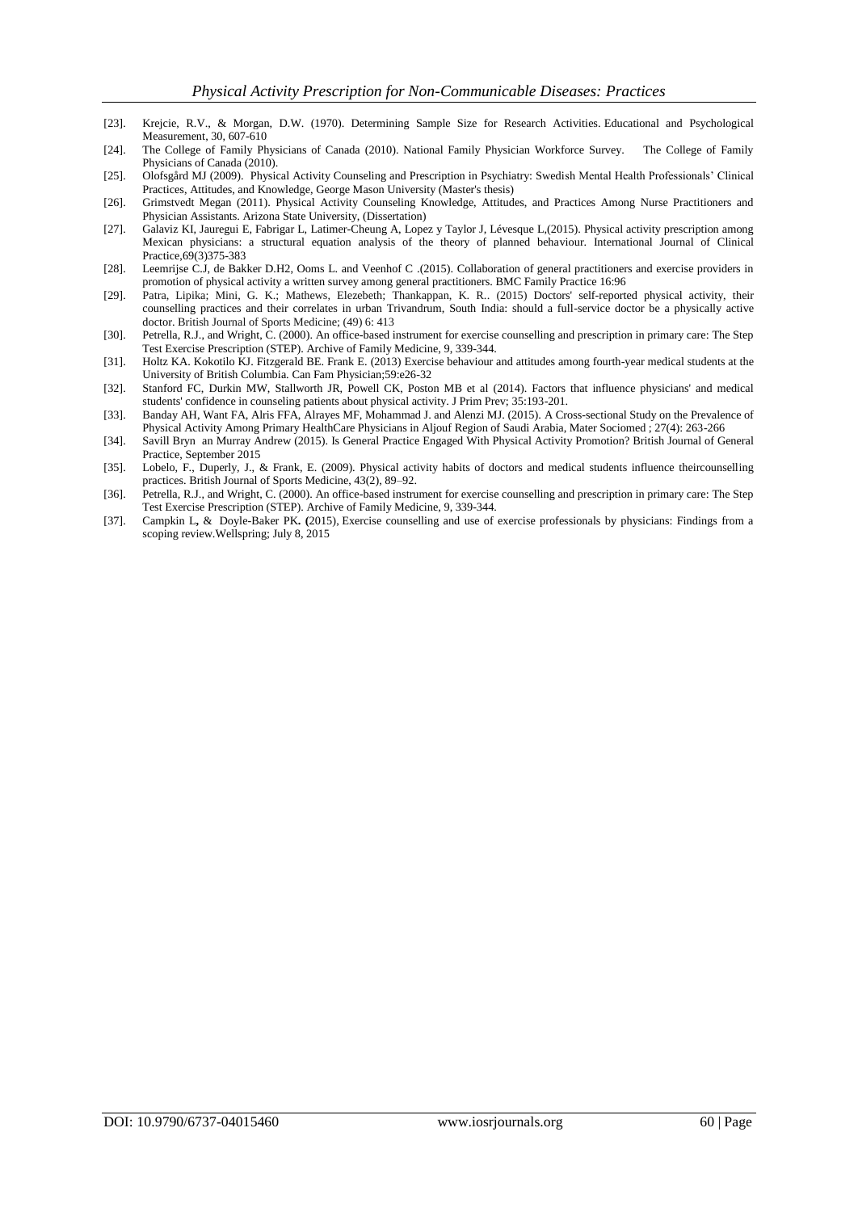[23]. Krejcie, R.V., & Morgan, D.W. (1970). Determining Sample Size for Research Activities. Educational and Psychological Measurement, 30, 607-610

[24]. The College of Family Physicians of Canada (2010). National Family Physician Workforce Survey. The College of Family Physicians of Canada (2010).

[25]. Olofsgård MJ (2009). Physical Activity Counseling and Prescription in Psychiatry: Swedish Mental Health Professionals' Clinical Practices, Attitudes, and Knowledge, George Mason University (Master's thesis)

[26]. Grimstvedt Megan (2011). Physical Activity Counseling Knowledge, Attitudes, and Practices Among Nurse Practitioners and Physician Assistants. Arizona State University, (Dissertation)

[27]. Galaviz KI, Jauregui E, Fabrigar L, Latimer-Cheung A, Lopez y Taylor J, Lévesque L,(2015). Physical activity prescription among Mexican physicians: a structural equation analysis of the theory of planned behaviour. International Journal of Clinical Practice,69(3)375-383

[28]. Leemrijse C.J, de Bakker D.H2, Ooms L. and Veenhof C .(2015). Collaboration of general practitioners and exercise providers in promotion of physical activity a written survey among general practitioners. BMC Family Practice 16:96

[29]. Patra, Lipika; Mini, G. K.; Mathews, Elezebeth; Thankappan, K. R.. (2015) Doctors' self-reported physical activity, their counselling practices and their correlates in urban Trivandrum, South India: should a full-service doctor be a physically active doctor. British Journal of Sports Medicine; (49) 6: 413

[30]. Petrella, R.J., and Wright, C. (2000). An office-based instrument for exercise counselling and prescription in primary care: The Step Test Exercise Prescription (STEP). Archive of Family Medicine, 9, 339-344.

[31]. Holtz KA. Kokotilo KJ. Fitzgerald BE. Frank E. (2013) Exercise behaviour and attitudes among fourth-year medical students at the University of British Columbia. Can Fam Physician;59:e26-32

[32]. Stanford FC, Durkin MW, Stallworth JR, Powell CK, Poston MB et al (2014). Factors that influence physicians' and medical students' confidence in counseling patients about physical activity. J Prim Prev; 35:193-201.

[33]. Banday AH, Want FA, Alris FFA, Alrayes MF, Mohammad J. and Alenzi MJ. (2015). A Cross-sectional Study on the Prevalence of Physical Activity Among Primary HealthCare Physicians in Aljouf Region of Saudi Arabia, Mater Sociomed ; 27(4): 263-266

[34]. Savill Bryn an Murray Andrew (2015). Is General Practice Engaged With Physical Activity Promotion? British Journal of General Practice, September 2015

[35]. Lobelo, F., Duperly, J., & Frank, E. (2009). Physical activity habits of doctors and medical students influence theircounselling practices. British Journal of Sports Medicine, 43(2), 89–92.

[36]. Petrella, R.J., and Wright, C. (2000). An office-based instrument for exercise counselling and prescription in primary care: The Step Test Exercise Prescription (STEP). Archive of Family Medicine, 9, 339-344.

[37]. Campkin L, & Doyle-Baker PK. (2015), Exercise counselling and use of exercise professionals by physicians: Findings from a scoping review.Wellspring; July 8, 2015